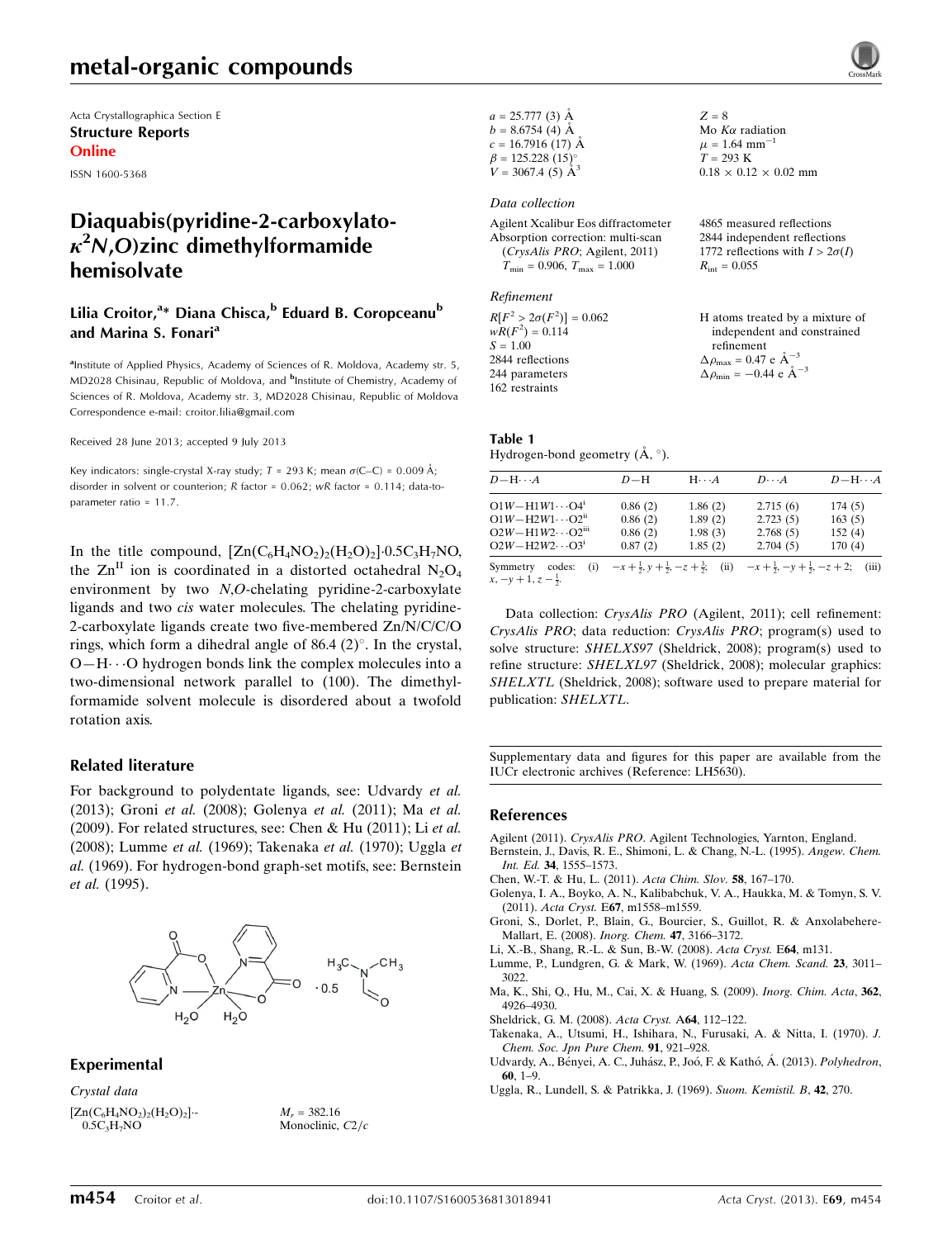# metal-organic compounds

Acta Crystallographica Section E
**Structure Reports Online**

ISSN 1600-5368

# Diaquabis(pyridine-2-carboxylato-$\kappa^2N,O$)zinc dimethylformamide hemisolvate

**Lilia Croitor,[a]* Diana Chisca,[b] Eduard B. Coropceanu[b] and Marina S. Fonari[a]**

[a]Institute of Applied Physics, Academy of Sciences of R. Moldova, Academy str. 5, MD2028 Chisinau, Republic of Moldova, and [b]Institute of Chemistry, Academy of Sciences of R. Moldova, Academy str. 3, MD2028 Chisinau, Republic of Moldova
Correspondence e-mail: croitor.lilia@gmail.com

Received 28 June 2013; accepted 9 July 2013

Key indicators: single-crystal X-ray study; $T$ = 293 K; mean $\sigma$(C–C) = 0.009 Å; disorder in solvent or counterion; $R$ factor = 0.062; $wR$ factor = 0.114; data-to-parameter ratio = 11.7.

In the title compound, $[Zn(C_6H_4NO_2)_2(H_2O)_2]\cdot0.5C_3H_7NO$, the $Zn^{II}$ ion is coordinated in a distorted octahedral $N_2O_4$ environment by two $N,O$-chelating pyridine-2-carboxylate ligands and two *cis* water molecules. The chelating pyridine-2-carboxylate ligands create two five-membered Zn/N/C/C/O rings, which form a dihedral angle of 86.4 (2)°. In the crystal, O—H⋯O hydrogen bonds link the complex molecules into a two-dimensional network parallel to (100). The dimethylformamide solvent molecule is disordered about a twofold rotation axis.

## Related literature

For background to polydentate ligands, see: Udvardy *et al.* (2013); Groni *et al.* (2008); Golenya *et al.* (2011); Ma *et al.* (2009). For related structures, see: Chen & Hu (2011); Li *et al.* (2008); Lumme *et al.* (1969); Takenaka *et al.* (1970); Uggla *et al.* (1969). For hydrogen-bond graph-set motifs, see: Bernstein *et al.* (1995).

## Experimental

### Crystal data

$[Zn(C_6H_4NO_2)_2(H_2O)_2]\cdot0.5C_3H_7NO$
$M_r$ = 382.16
Monoclinic, $C2/c$
$a$ = 25.777 (3) Å
$b$ = 8.6754 (4) Å
$c$ = 16.7916 (17) Å
$\beta$ = 125.228 (15)°
$V$ = 3067.4 (5) Å$^3$
$Z$ = 8
Mo $K\alpha$ radiation
$\mu$ = 1.64 mm$^{-1}$
$T$ = 293 K
0.18 × 0.12 × 0.02 mm

### Data collection

Agilent Xcalibur Eos diffractometer
Absorption correction: multi-scan (*CrysAlis PRO*; Agilent, 2011)
$T_{min}$ = 0.906, $T_{max}$ = 1.000
4865 measured reflections
2844 independent reflections
1772 reflections with $I > 2\sigma(I)$
$R_{int}$ = 0.055

### Refinement

$R[F^2 > 2\sigma(F^2)]$ = 0.062
$wR(F^2)$ = 0.114
$S$ = 1.00
2844 reflections
244 parameters
162 restraints
H atoms treated by a mixture of independent and constrained refinement
$\Delta\rho_{max}$ = 0.47 e Å$^{-3}$
$\Delta\rho_{min}$ = −0.44 e Å$^{-3}$

**Table 1**
Hydrogen-bond geometry (Å, °).

| $D$—H⋯$A$ | $D$—H | H⋯$A$ | $D$⋯$A$ | $D$—H⋯$A$ |
|---|---|---|---|---|
| O1$W$—H1$W$1⋯O4$^{i}$ | 0.86 (2) | 1.86 (2) | 2.715 (6) | 174 (5) |
| O1$W$—H2$W$1⋯O2$^{ii}$ | 0.86 (2) | 1.89 (2) | 2.723 (5) | 163 (5) |
| O2$W$—H1$W$2⋯O2$^{iii}$ | 0.86 (2) | 1.98 (3) | 2.768 (5) | 152 (4) |
| O2$W$—H2$W$2⋯O3$^{i}$ | 0.87 (2) | 1.85 (2) | 2.704 (5) | 170 (4) |

Symmetry codes: (i) $-x+\frac{1}{2}, y+\frac{1}{2}, -z+\frac{3}{2}$; (ii) $-x+\frac{1}{2}, -y+\frac{1}{2}, -z+2$; (iii) $x, -y+1, z-\frac{1}{2}$.

Data collection: *CrysAlis PRO* (Agilent, 2011); cell refinement: *CrysAlis PRO*; data reduction: *CrysAlis PRO*; program(s) used to solve structure: *SHELXS97* (Sheldrick, 2008); program(s) used to refine structure: *SHELXL97* (Sheldrick, 2008); molecular graphics: *SHELXTL* (Sheldrick, 2008); software used to prepare material for publication: *SHELXTL*.

Supplementary data and figures for this paper are available from the IUCr electronic archives (Reference: LH5630).

## References

Agilent (2011). *CrysAlis PRO*. Agilent Technologies, Yarnton, England.
Bernstein, J., Davis, R. E., Shimoni, L. & Chang, N.-L. (1995). *Angew. Chem. Int. Ed.* **34**, 1555–1573.
Chen, W.-T. & Hu, L. (2011). *Acta Chim. Slov.* **58**, 167–170.
Golenya, I. A., Boyko, A. N., Kalibabchuk, V. A., Haukka, M. & Tomyn, S. V. (2011). *Acta Cryst.* E**67**, m1558–m1559.
Groni, S., Dorlet, P., Blain, G., Bourcier, S., Guillot, R. & Anxolabehere-Mallart, E. (2008). *Inorg. Chem.* **47**, 3166–3172.
Li, X.-B., Shang, R.-L. & Sun, B.-W. (2008). *Acta Cryst.* E**64**, m131.
Lumme, P., Lundgren, G. & Mark, W. (1969). *Acta Chem. Scand.* **23**, 3011–3022.
Ma, K., Shi, Q., Hu, M., Cai, X. & Huang, S. (2009). *Inorg. Chim. Acta*, **362**, 4926–4930.
Sheldrick, G. M. (2008). *Acta Cryst.* A**64**, 112–122.
Takenaka, A., Utsumi, H., Ishihara, N., Furusaki, A. & Nitta, I. (1970). *J. Chem. Soc. Jpn Pure Chem.* **91**, 921–928.
Udvardy, A., Bényei, A. C., Juhász, P., Joó, F. & Kathó, Á. (2013). *Polyhedron*, **60**, 1–9.
Uggla, R., Lundell, S. & Patrikka, J. (1969). *Suom. Kemistil. B*, **42**, 270.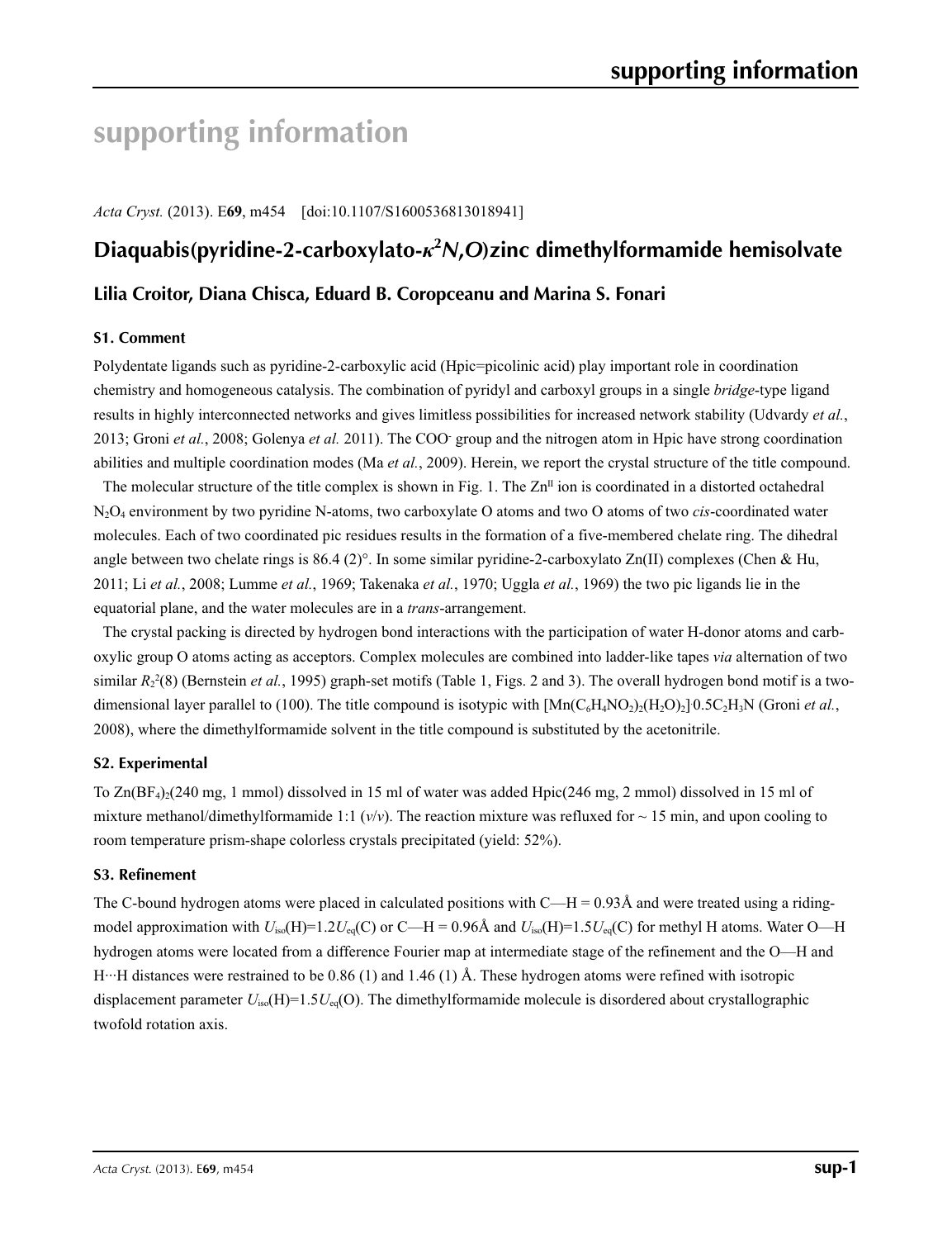# supporting information

*Acta Cryst.* (2013). E**69**, m454 [doi:10.1107/S1600536813018941]

## Diaquabis(pyridine-2-carboxylato-$\kappa^2N,O$)zinc dimethylformamide hemisolvate

**Lilia Croitor, Diana Chisca, Eduard B. Coropceanu and Marina S. Fonari**

### S1. Comment

Polydentate ligands such as pyridine-2-carboxylic acid (Hpic=picolinic acid) play important role in coordination chemistry and homogeneous catalysis. The combination of pyridyl and carboxyl groups in a single *bridge*-type ligand results in highly interconnected networks and gives limitless possibilities for increased network stability (Udvardy *et al.*, 2013; Groni *et al.*, 2008; Golenya *et al.* 2011). The $COO^-$ group and the nitrogen atom in Hpic have strong coordination abilities and multiple coordination modes (Ma *et al.*, 2009). Herein, we report the crystal structure of the title compound.

The molecular structure of the title complex is shown in Fig. 1. The $Zn^{II}$ ion is coordinated in a distorted octahedral $N_2O_4$ environment by two pyridine N-atoms, two carboxylate O atoms and two O atoms of two *cis*-coordinated water molecules. Each of two coordinated pic residues results in the formation of a five-membered chelate ring. The dihedral angle between two chelate rings is 86.4 (2)°. In some similar pyridine-2-carboxylato Zn(II) complexes (Chen & Hu, 2011; Li *et al.*, 2008; Lumme *et al.*, 1969; Takenaka *et al.*, 1970; Uggla *et al.*, 1969) the two pic ligands lie in the equatorial plane, and the water molecules are in a *trans*-arrangement.

The crystal packing is directed by hydrogen bond interactions with the participation of water H-donor atoms and carboxylic group O atoms acting as acceptors. Complex molecules are combined into ladder-like tapes *via* alternation of two similar $R_2^2(8)$ (Bernstein *et al.*, 1995) graph-set motifs (Table 1, Figs. 2 and 3). The overall hydrogen bond motif is a two-dimensional layer parallel to (100). The title compound is isotypic with $[Mn(C_6H_4NO_2)_2(H_2O)_2]\cdot 0.5C_2H_3N$ (Groni *et al.*, 2008), where the dimethylformamide solvent in the title compound is substituted by the acetonitrile.

### S2. Experimental

To $Zn(BF_4)_2$(240 mg, 1 mmol) dissolved in 15 ml of water was added Hpic(246 mg, 2 mmol) dissolved in 15 ml of mixture methanol/dimethylformamide 1:1 (*v*/*v*). The reaction mixture was refluxed for ~ 15 min, and upon cooling to room temperature prism-shape colorless crystals precipitated (yield: 52%).

### S3. Refinement

The C-bound hydrogen atoms were placed in calculated positions with C—H = 0.93Å and were treated using a riding-model approximation with $U_{iso}(H)=1.2U_{eq}(C)$ or C—H = 0.96Å and $U_{iso}(H)=1.5U_{eq}(C)$ for methyl H atoms. Water O—H hydrogen atoms were located from a difference Fourier map at intermediate stage of the refinement and the O—H and H···H distances were restrained to be 0.86 (1) and 1.46 (1) Å. These hydrogen atoms were refined with isotropic displacement parameter $U_{iso}(H)=1.5U_{eq}(O)$. The dimethylformamide molecule is disordered about crystallographic twofold rotation axis.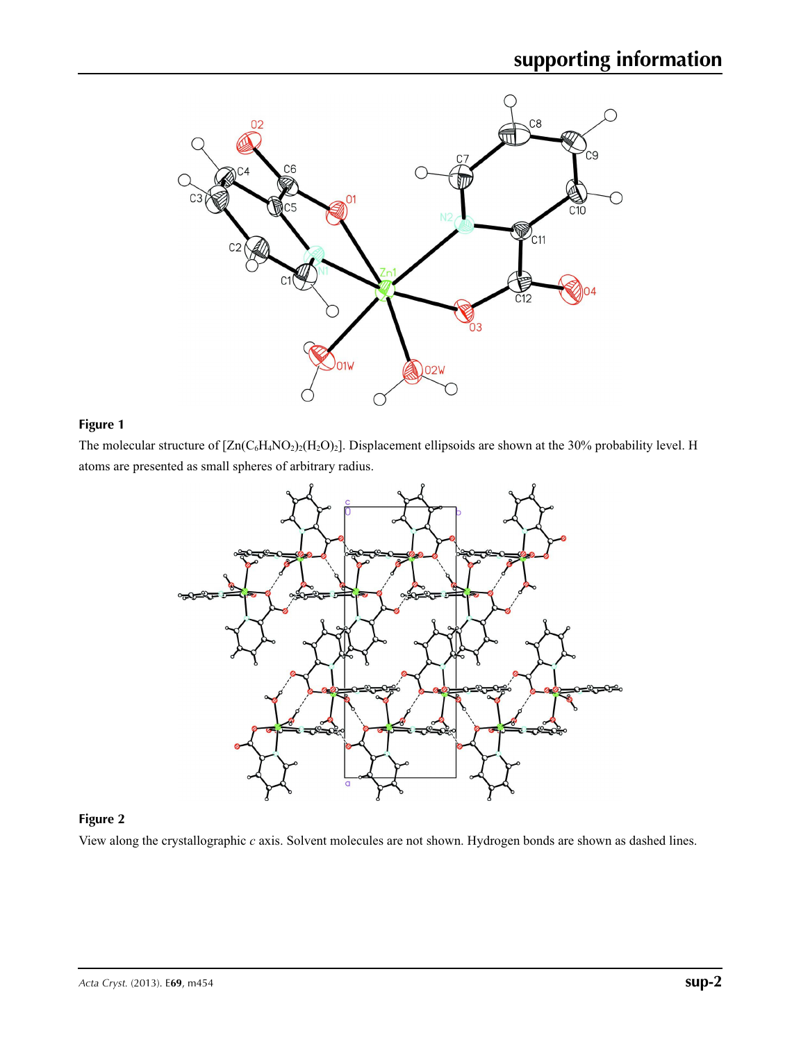**Figure 1**

The molecular structure of $[Zn(C_6H_4NO_2)_2(H_2O)_2]$. Displacement ellipsoids are shown at the 30% probability level. H atoms are presented as small spheres of arbitrary radius.

**Figure 2**

View along the crystallographic *c* axis. Solvent molecules are not shown. Hydrogen bonds are shown as dashed lines.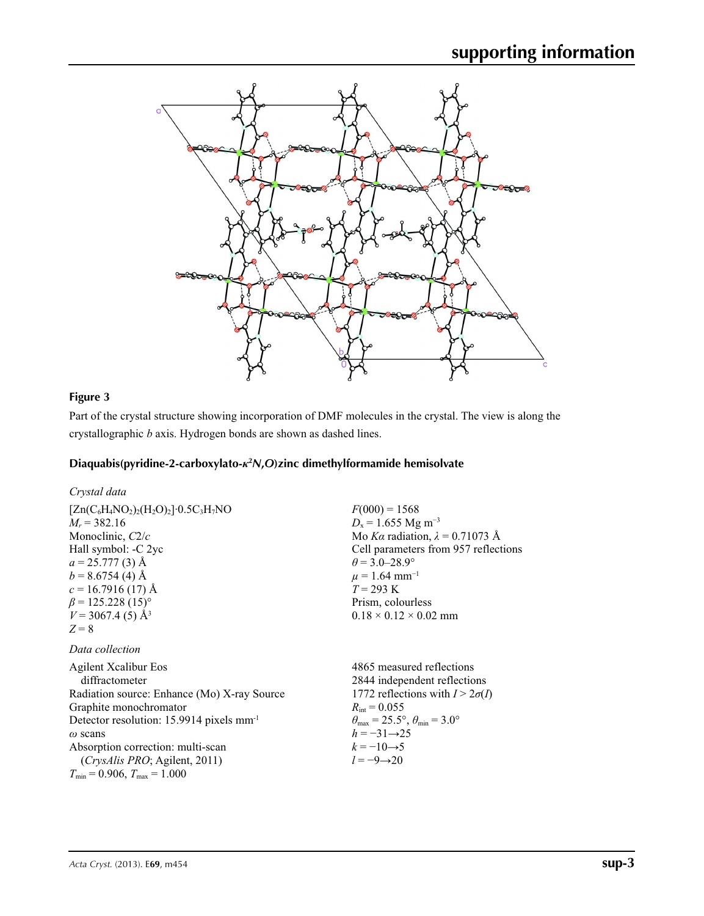**Figure 3**

Part of the crystal structure showing incorporation of DMF molecules in the crystal. The view is along the crystallographic *b* axis. Hydrogen bonds are shown as dashed lines.

## Diaquabis(pyridine-2-carboxylato-$\kappa^2 N,O$)zinc dimethylformamide hemisolvate

### *Crystal data*

$[Zn(C_6H_4NO_2)_2(H_2O)_2]\cdot 0.5C_3H_7NO$
$M_r = 382.16$
Monoclinic, $C2/c$
Hall symbol: -C 2yc
$a = 25.777$ (3) Å
$b = 8.6754$ (4) Å
$c = 16.7916$ (17) Å
$\beta = 125.228$ (15)°
$V = 3067.4$ (5) Å$^3$
$Z = 8$
$F(000) = 1568$
$D_x = 1.655$ Mg m$^{-3}$
Mo $K\alpha$ radiation, $\lambda = 0.71073$ Å
Cell parameters from 957 reflections
$\theta = 3.0$–28.9°
$\mu = 1.64$ mm$^{-1}$
$T = 293$ K
Prism, colourless
0.18 × 0.12 × 0.02 mm

### *Data collection*

Agilent Xcalibur Eos diffractometer
Radiation source: Enhance (Mo) X-ray Source
Graphite monochromator
Detector resolution: 15.9914 pixels mm$^{-1}$
$\omega$ scans
Absorption correction: multi-scan (*CrysAlis PRO*; Agilent, 2011)
$T_{min} = 0.906$, $T_{max} = 1.000$
4865 measured reflections
2844 independent reflections
1772 reflections with $I > 2\sigma(I)$
$R_{int} = 0.055$
$\theta_{max} = 25.5°$, $\theta_{min} = 3.0°$
$h = -31 \rightarrow 25$
$k = -10 \rightarrow 5$
$l = -9 \rightarrow 20$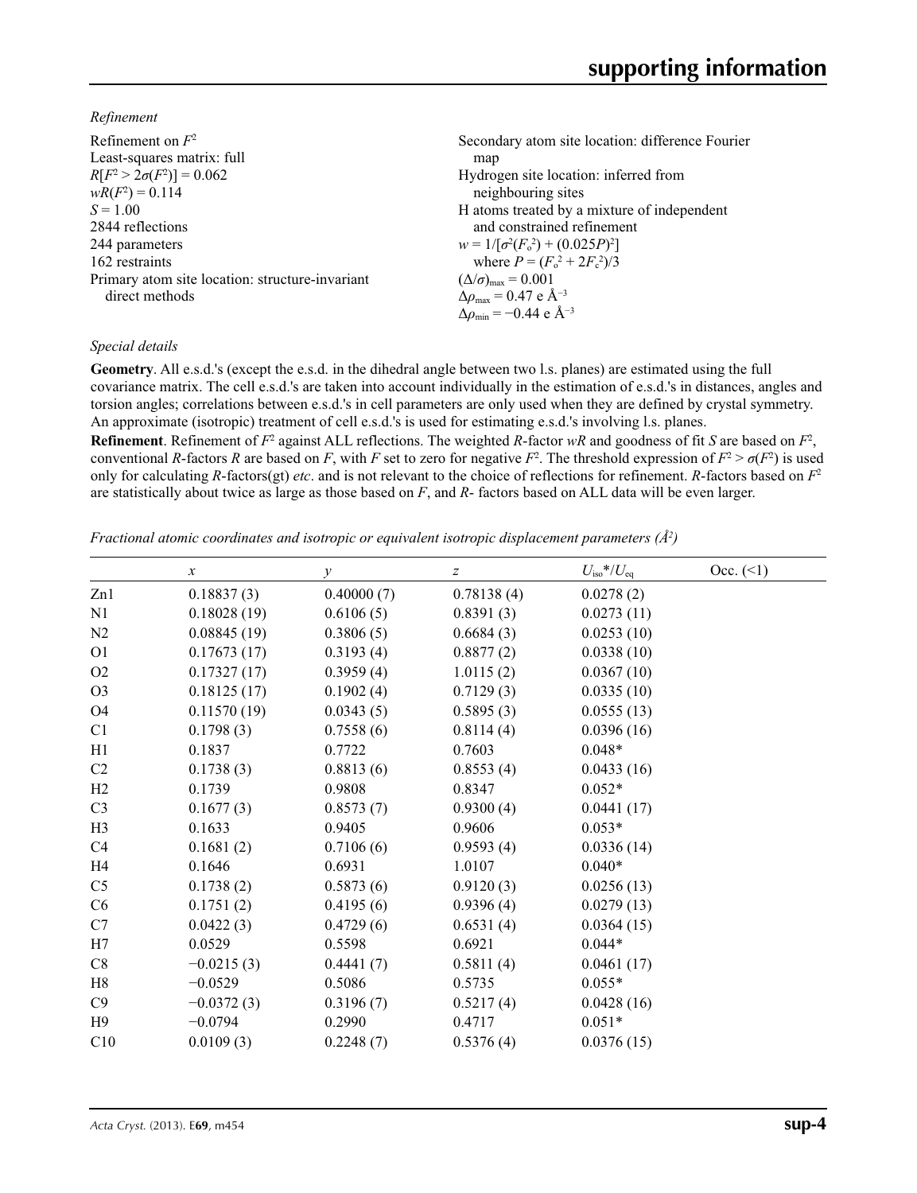*Refinement*

Refinement on $F^2$
Least-squares matrix: full
$R[F^2 > 2\sigma(F^2)] = 0.062$
$wR(F^2) = 0.114$
$S = 1.00$
2844 reflections
244 parameters
162 restraints
Primary atom site location: structure-invariant direct methods
Secondary atom site location: difference Fourier map
Hydrogen site location: inferred from neighbouring sites
H atoms treated by a mixture of independent and constrained refinement
$w = 1/[\sigma^2(F_o^2) + (0.025P)^2]$
where $P = (F_o^2 + 2F_c^2)/3$
$(\Delta/\sigma)_{max} = 0.001$
$\Delta\rho_{max} = 0.47$ e Å$^{-3}$
$\Delta\rho_{min} = -0.44$ e Å$^{-3}$

*Special details*

**Geometry**. All e.s.d.'s (except the e.s.d. in the dihedral angle between two l.s. planes) are estimated using the full covariance matrix. The cell e.s.d.'s are taken into account individually in the estimation of e.s.d.'s in distances, angles and torsion angles; correlations between e.s.d.'s in cell parameters are only used when they are defined by crystal symmetry. An approximate (isotropic) treatment of cell e.s.d.'s is used for estimating e.s.d.'s involving l.s. planes.

**Refinement**. Refinement of $F^2$ against ALL reflections. The weighted $R$-factor $wR$ and goodness of fit $S$ are based on $F^2$, conventional $R$-factors $R$ are based on $F$, with $F$ set to zero for negative $F^2$. The threshold expression of $F^2 > \sigma(F^2)$ is used only for calculating $R$-factors(gt) *etc*. and is not relevant to the choice of reflections for refinement. $R$-factors based on $F^2$ are statistically about twice as large as those based on $F$, and $R$- factors based on ALL data will be even larger.

*Fractional atomic coordinates and isotropic or equivalent isotropic displacement parameters (Å$^2$)*

| | $x$ | $y$ | $z$ | $U_{iso}$*/$U_{eq}$ | Occ. (<1) |
|---|---|---|---|---|---|
| Zn1 | 0.18837 (3) | 0.40000 (7) | 0.78138 (4) | 0.0278 (2) | |
| N1 | 0.18028 (19) | 0.6106 (5) | 0.8391 (3) | 0.0273 (11) | |
| N2 | 0.08845 (19) | 0.3806 (5) | 0.6684 (3) | 0.0253 (10) | |
| O1 | 0.17673 (17) | 0.3193 (4) | 0.8877 (2) | 0.0338 (10) | |
| O2 | 0.17327 (17) | 0.3959 (4) | 1.0115 (2) | 0.0367 (10) | |
| O3 | 0.18125 (17) | 0.1902 (4) | 0.7129 (3) | 0.0335 (10) | |
| O4 | 0.11570 (19) | 0.0343 (5) | 0.5895 (3) | 0.0555 (13) | |
| C1 | 0.1798 (3) | 0.7558 (6) | 0.8114 (4) | 0.0396 (16) | |
| H1 | 0.1837 | 0.7722 | 0.7603 | 0.048* | |
| C2 | 0.1738 (3) | 0.8813 (6) | 0.8553 (4) | 0.0433 (16) | |
| H2 | 0.1739 | 0.9808 | 0.8347 | 0.052* | |
| C3 | 0.1677 (3) | 0.8573 (7) | 0.9300 (4) | 0.0441 (17) | |
| H3 | 0.1633 | 0.9405 | 0.9606 | 0.053* | |
| C4 | 0.1681 (2) | 0.7106 (6) | 0.9593 (4) | 0.0336 (14) | |
| H4 | 0.1646 | 0.6931 | 1.0107 | 0.040* | |
| C5 | 0.1738 (2) | 0.5873 (6) | 0.9120 (3) | 0.0256 (13) | |
| C6 | 0.1751 (2) | 0.4195 (6) | 0.9396 (4) | 0.0279 (13) | |
| C7 | 0.0422 (3) | 0.4729 (6) | 0.6531 (4) | 0.0364 (15) | |
| H7 | 0.0529 | 0.5598 | 0.6921 | 0.044* | |
| C8 | −0.0215 (3) | 0.4441 (7) | 0.5811 (4) | 0.0461 (17) | |
| H8 | −0.0529 | 0.5086 | 0.5735 | 0.055* | |
| C9 | −0.0372 (3) | 0.3196 (7) | 0.5217 (4) | 0.0428 (16) | |
| H9 | −0.0794 | 0.2990 | 0.4717 | 0.051* | |
| C10 | 0.0109 (3) | 0.2248 (7) | 0.5376 (4) | 0.0376 (15) | |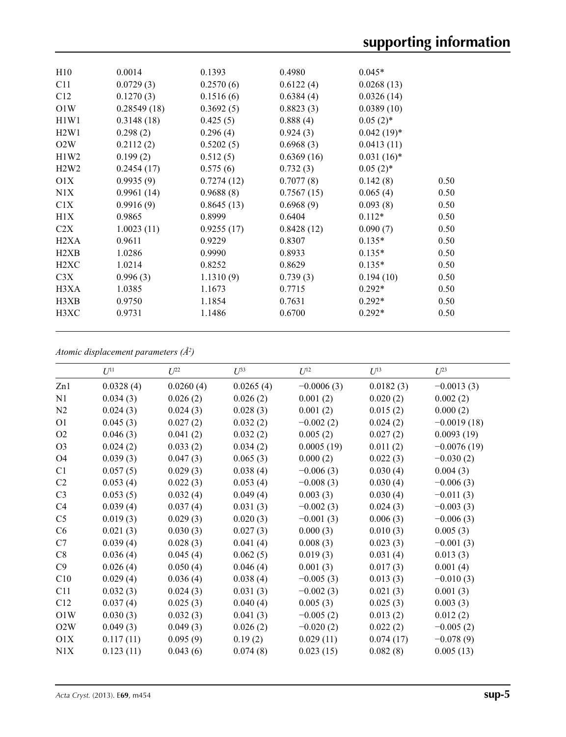| | | | | | |
|---|---|---|---|---|---|
| H10 | 0.0014 | 0.1393 | 0.4980 | 0.045* | |
| C11 | 0.0729 (3) | 0.2570 (6) | 0.6122 (4) | 0.0268 (13) | |
| C12 | 0.1270 (3) | 0.1516 (6) | 0.6384 (4) | 0.0326 (14) | |
| O1W | 0.28549 (18) | 0.3692 (5) | 0.8823 (3) | 0.0389 (10) | |
| H1W1 | 0.3148 (18) | 0.425 (5) | 0.888 (4) | 0.05 (2)* | |
| H2W1 | 0.298 (2) | 0.296 (4) | 0.924 (3) | 0.042 (19)* | |
| O2W | 0.2112 (2) | 0.5202 (5) | 0.6968 (3) | 0.0413 (11) | |
| H1W2 | 0.199 (2) | 0.512 (5) | 0.6369 (16) | 0.031 (16)* | |
| H2W2 | 0.2454 (17) | 0.575 (6) | 0.732 (3) | 0.05 (2)* | |
| O1X | 0.9935 (9) | 0.7274 (12) | 0.7077 (8) | 0.142 (8) | 0.50 |
| N1X | 0.9961 (14) | 0.9688 (8) | 0.7567 (15) | 0.065 (4) | 0.50 |
| C1X | 0.9916 (9) | 0.8645 (13) | 0.6968 (9) | 0.093 (8) | 0.50 |
| H1X | 0.9865 | 0.8999 | 0.6404 | 0.112* | 0.50 |
| C2X | 1.0023 (11) | 0.9255 (17) | 0.8428 (12) | 0.090 (7) | 0.50 |
| H2XA | 0.9611 | 0.9229 | 0.8307 | 0.135* | 0.50 |
| H2XB | 1.0286 | 0.9990 | 0.8933 | 0.135* | 0.50 |
| H2XC | 1.0214 | 0.8252 | 0.8629 | 0.135* | 0.50 |
| C3X | 0.996 (3) | 1.1310 (9) | 0.739 (3) | 0.194 (10) | 0.50 |
| H3XA | 1.0385 | 1.1673 | 0.7715 | 0.292* | 0.50 |
| H3XB | 0.9750 | 1.1854 | 0.7631 | 0.292* | 0.50 |
| H3XC | 0.9731 | 1.1486 | 0.6700 | 0.292* | 0.50 |

*Atomic displacement parameters (Å²)*

| | $U^{11}$ | $U^{22}$ | $U^{33}$ | $U^{12}$ | $U^{13}$ | $U^{23}$ |
|---|---|---|---|---|---|---|
| Zn1 | 0.0328 (4) | 0.0260 (4) | 0.0265 (4) | −0.0006 (3) | 0.0182 (3) | −0.0013 (3) |
| N1 | 0.034 (3) | 0.026 (2) | 0.026 (2) | 0.001 (2) | 0.020 (2) | 0.002 (2) |
| N2 | 0.024 (3) | 0.024 (3) | 0.028 (3) | 0.001 (2) | 0.015 (2) | 0.000 (2) |
| O1 | 0.045 (3) | 0.027 (2) | 0.032 (2) | −0.002 (2) | 0.024 (2) | −0.0019 (18) |
| O2 | 0.046 (3) | 0.041 (2) | 0.032 (2) | 0.005 (2) | 0.027 (2) | 0.0093 (19) |
| O3 | 0.024 (2) | 0.033 (2) | 0.034 (2) | 0.0005 (19) | 0.011 (2) | −0.0076 (19) |
| O4 | 0.039 (3) | 0.047 (3) | 0.065 (3) | 0.000 (2) | 0.022 (3) | −0.030 (2) |
| C1 | 0.057 (5) | 0.029 (3) | 0.038 (4) | −0.006 (3) | 0.030 (4) | 0.004 (3) |
| C2 | 0.053 (4) | 0.022 (3) | 0.053 (4) | −0.008 (3) | 0.030 (4) | −0.006 (3) |
| C3 | 0.053 (5) | 0.032 (4) | 0.049 (4) | 0.003 (3) | 0.030 (4) | −0.011 (3) |
| C4 | 0.039 (4) | 0.037 (4) | 0.031 (3) | −0.002 (3) | 0.024 (3) | −0.003 (3) |
| C5 | 0.019 (3) | 0.029 (3) | 0.020 (3) | −0.001 (3) | 0.006 (3) | −0.006 (3) |
| C6 | 0.021 (3) | 0.030 (3) | 0.027 (3) | 0.000 (3) | 0.010 (3) | 0.005 (3) |
| C7 | 0.039 (4) | 0.028 (3) | 0.041 (4) | 0.008 (3) | 0.023 (3) | −0.001 (3) |
| C8 | 0.036 (4) | 0.045 (4) | 0.062 (5) | 0.019 (3) | 0.031 (4) | 0.013 (3) |
| C9 | 0.026 (4) | 0.050 (4) | 0.046 (4) | 0.001 (3) | 0.017 (3) | 0.001 (4) |
| C10 | 0.029 (4) | 0.036 (4) | 0.038 (4) | −0.005 (3) | 0.013 (3) | −0.010 (3) |
| C11 | 0.032 (3) | 0.024 (3) | 0.031 (3) | −0.002 (3) | 0.021 (3) | 0.001 (3) |
| C12 | 0.037 (4) | 0.025 (3) | 0.040 (4) | 0.005 (3) | 0.025 (3) | 0.003 (3) |
| O1W | 0.030 (3) | 0.032 (3) | 0.041 (3) | −0.005 (2) | 0.013 (2) | 0.012 (2) |
| O2W | 0.049 (3) | 0.049 (3) | 0.026 (2) | −0.020 (2) | 0.022 (2) | −0.005 (2) |
| O1X | 0.117 (11) | 0.095 (9) | 0.19 (2) | 0.029 (11) | 0.074 (17) | −0.078 (9) |
| N1X | 0.123 (11) | 0.043 (6) | 0.074 (8) | 0.023 (15) | 0.082 (8) | 0.005 (13) |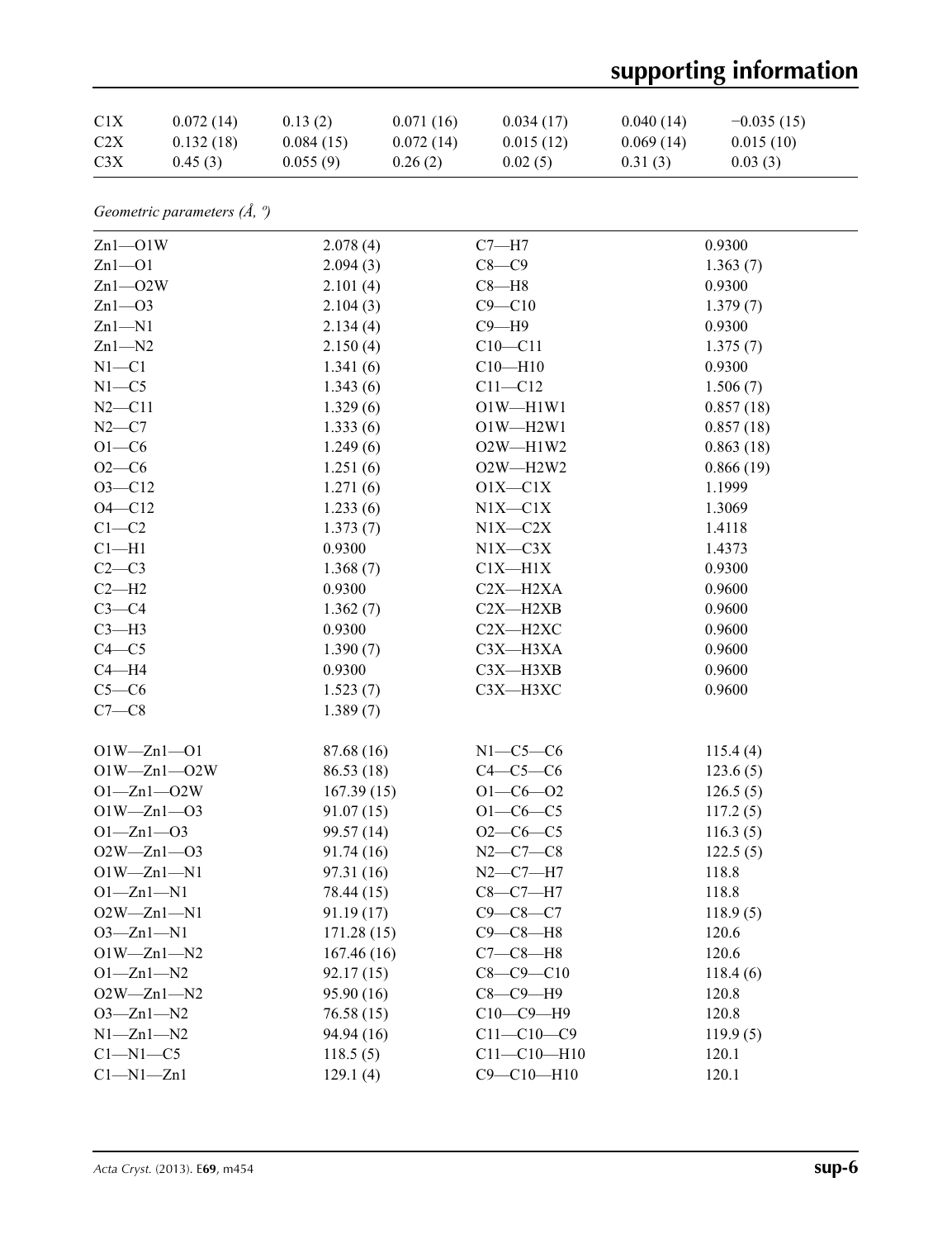| | | | | | | |
|---|---|---|---|---|---|---|
| C1X | 0.072 (14) | 0.13 (2) | 0.071 (16) | 0.034 (17) | 0.040 (14) | −0.035 (15) |
| C2X | 0.132 (18) | 0.084 (15) | 0.072 (14) | 0.015 (12) | 0.069 (14) | 0.015 (10) |
| C3X | 0.45 (3) | 0.055 (9) | 0.26 (2) | 0.02 (5) | 0.31 (3) | 0.03 (3) |

*Geometric parameters (Å, º)*

| | | | |
|---|---|---|---|
| Zn1—O1W | 2.078 (4) | C7—H7 | 0.9300 |
| Zn1—O1 | 2.094 (3) | C8—C9 | 1.363 (7) |
| Zn1—O2W | 2.101 (4) | C8—H8 | 0.9300 |
| Zn1—O3 | 2.104 (3) | C9—C10 | 1.379 (7) |
| Zn1—N1 | 2.134 (4) | C9—H9 | 0.9300 |
| Zn1—N2 | 2.150 (4) | C10—C11 | 1.375 (7) |
| N1—C1 | 1.341 (6) | C10—H10 | 0.9300 |
| N1—C5 | 1.343 (6) | C11—C12 | 1.506 (7) |
| N2—C11 | 1.329 (6) | O1W—H1W1 | 0.857 (18) |
| N2—C7 | 1.333 (6) | O1W—H2W1 | 0.857 (18) |
| O1—C6 | 1.249 (6) | O2W—H1W2 | 0.863 (18) |
| O2—C6 | 1.251 (6) | O2W—H2W2 | 0.866 (19) |
| O3—C12 | 1.271 (6) | O1X—C1X | 1.1999 |
| O4—C12 | 1.233 (6) | N1X—C1X | 1.3069 |
| C1—C2 | 1.373 (7) | N1X—C2X | 1.4118 |
| C1—H1 | 0.9300 | N1X—C3X | 1.4373 |
| C2—C3 | 1.368 (7) | C1X—H1X | 0.9300 |
| C2—H2 | 0.9300 | C2X—H2XA | 0.9600 |
| C3—C4 | 1.362 (7) | C2X—H2XB | 0.9600 |
| C3—H3 | 0.9300 | C2X—H2XC | 0.9600 |
| C4—C5 | 1.390 (7) | C3X—H3XA | 0.9600 |
| C4—H4 | 0.9300 | C3X—H3XB | 0.9600 |
| C5—C6 | 1.523 (7) | C3X—H3XC | 0.9600 |
| C7—C8 | 1.389 (7) | | |
| | | | |
| O1W—Zn1—O1 | 87.68 (16) | N1—C5—C6 | 115.4 (4) |
| O1W—Zn1—O2W | 86.53 (18) | C4—C5—C6 | 123.6 (5) |
| O1—Zn1—O2W | 167.39 (15) | O1—C6—O2 | 126.5 (5) |
| O1W—Zn1—O3 | 91.07 (15) | O1—C6—C5 | 117.2 (5) |
| O1—Zn1—O3 | 99.57 (14) | O2—C6—C5 | 116.3 (5) |
| O2W—Zn1—O3 | 91.74 (16) | N2—C7—C8 | 122.5 (5) |
| O1W—Zn1—N1 | 97.31 (16) | N2—C7—H7 | 118.8 |
| O1—Zn1—N1 | 78.44 (15) | C8—C7—H7 | 118.8 |
| O2W—Zn1—N1 | 91.19 (17) | C9—C8—C7 | 118.9 (5) |
| O3—Zn1—N1 | 171.28 (15) | C9—C8—H8 | 120.6 |
| O1W—Zn1—N2 | 167.46 (16) | C7—C8—H8 | 120.6 |
| O1—Zn1—N2 | 92.17 (15) | C8—C9—C10 | 118.4 (6) |
| O2W—Zn1—N2 | 95.90 (16) | C8—C9—H9 | 120.8 |
| O3—Zn1—N2 | 76.58 (15) | C10—C9—H9 | 120.8 |
| N1—Zn1—N2 | 94.94 (16) | C11—C10—C9 | 119.9 (5) |
| C1—N1—C5 | 118.5 (5) | C11—C10—H10 | 120.1 |
| C1—N1—Zn1 | 129.1 (4) | C9—C10—H10 | 120.1 |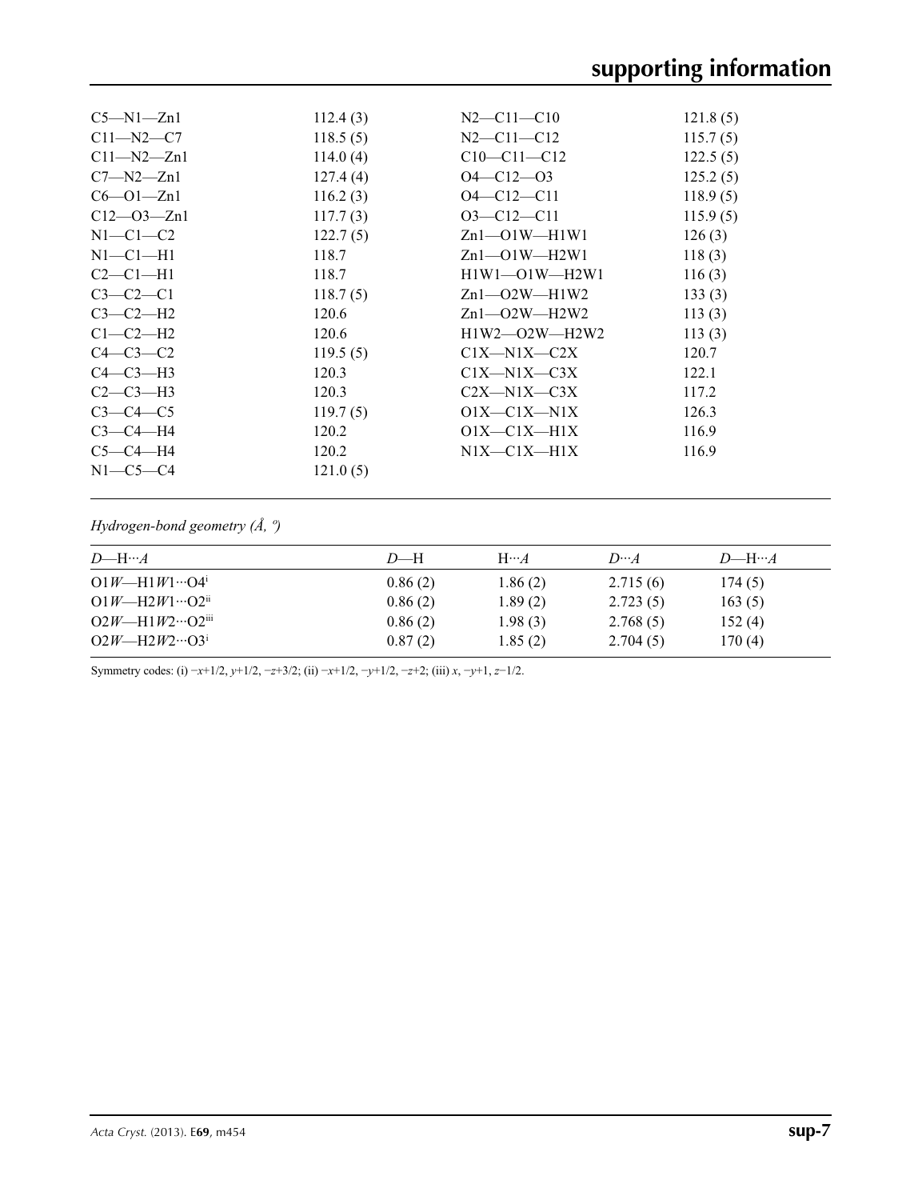| | | | |
|---|---|---|---|
| C5—N1—Zn1 | 112.4 (3) | N2—C11—C10 | 121.8 (5) |
| C11—N2—C7 | 118.5 (5) | N2—C11—C12 | 115.7 (5) |
| C11—N2—Zn1 | 114.0 (4) | C10—C11—C12 | 122.5 (5) |
| C7—N2—Zn1 | 127.4 (4) | O4—C12—O3 | 125.2 (5) |
| C6—O1—Zn1 | 116.2 (3) | O4—C12—C11 | 118.9 (5) |
| C12—O3—Zn1 | 117.7 (3) | O3—C12—C11 | 115.9 (5) |
| N1—C1—C2 | 122.7 (5) | Zn1—O1W—H1W1 | 126 (3) |
| N1—C1—H1 | 118.7 | Zn1—O1W—H2W1 | 118 (3) |
| C2—C1—H1 | 118.7 | H1W1—O1W—H2W1 | 116 (3) |
| C3—C2—C1 | 118.7 (5) | Zn1—O2W—H1W2 | 133 (3) |
| C3—C2—H2 | 120.6 | Zn1—O2W—H2W2 | 113 (3) |
| C1—C2—H2 | 120.6 | H1W2—O2W—H2W2 | 113 (3) |
| C4—C3—C2 | 119.5 (5) | C1X—N1X—C2X | 120.7 |
| C4—C3—H3 | 120.3 | C1X—N1X—C3X | 122.1 |
| C2—C3—H3 | 120.3 | C2X—N1X—C3X | 117.2 |
| C3—C4—C5 | 119.7 (5) | O1X—C1X—N1X | 126.3 |
| C3—C4—H4 | 120.2 | O1X—C1X—H1X | 116.9 |
| C5—C4—H4 | 120.2 | N1X—C1X—H1X | 116.9 |
| N1—C5—C4 | 121.0 (5) | | |

*Hydrogen-bond geometry (Å, º)*

| *D*—H···*A* | *D*—H | H···*A* | *D*···*A* | *D*—H···*A* |
|---|---|---|---|---|
| O1*W*—H1*W*1···O4[i] | 0.86 (2) | 1.86 (2) | 2.715 (6) | 174 (5) |
| O1*W*—H2*W*1···O2[ii] | 0.86 (2) | 1.89 (2) | 2.723 (5) | 163 (5) |
| O2*W*—H1*W*2···O2[iii] | 0.86 (2) | 1.98 (3) | 2.768 (5) | 152 (4) |
| O2*W*—H2*W*2···O3[i] | 0.87 (2) | 1.85 (2) | 2.704 (5) | 170 (4) |

Symmetry codes: (i) −*x*+1/2, *y*+1/2, −*z*+3/2; (ii) −*x*+1/2, −*y*+1/2, −*z*+2; (iii) *x*, −*y*+1, *z*−1/2.